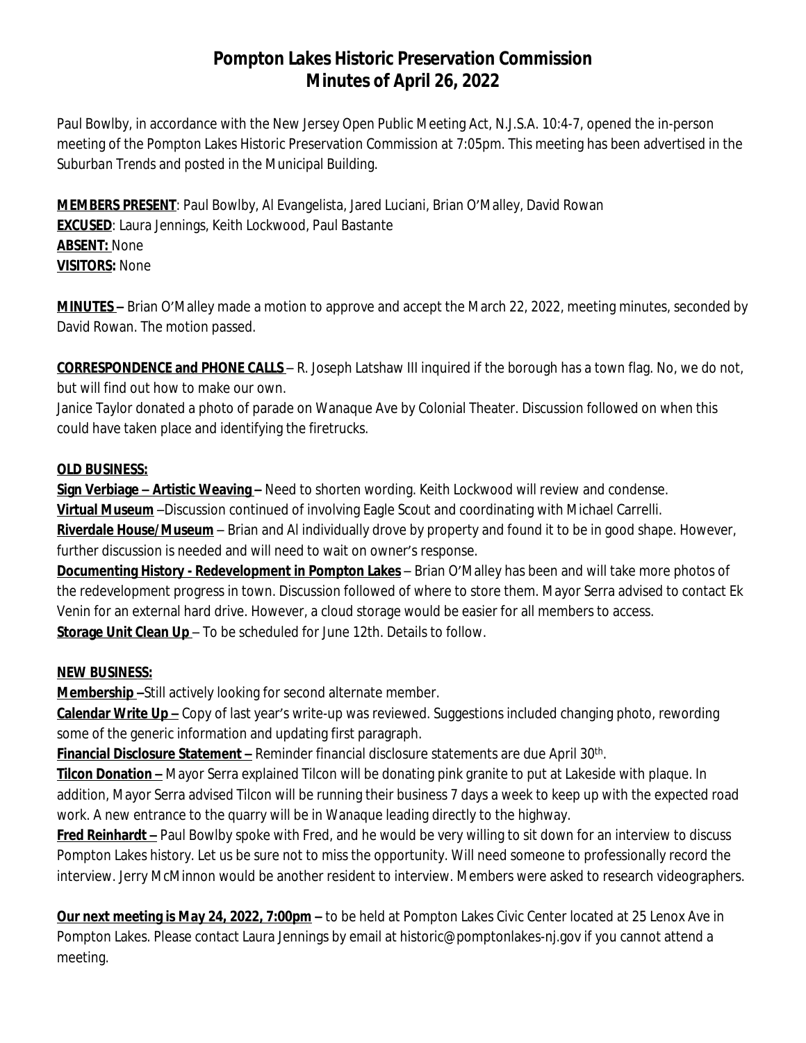# Pompton Lakes Historic Preservation Commission
# Minutes of April 26, 2022

Paul Bowlby, in accordance with the New Jersey Open Public Meeting Act, N.J.S.A. 10:4-7, opened the in-person meeting of the Pompton Lakes Historic Preservation Commission at 7:05pm. This meeting has been advertised in the Suburban Trends and posted in the Municipal Building.

**MEMBERS PRESENT**: Paul Bowlby, Al Evangelista, Jared Luciani, Brian O'Malley, David Rowan
**EXCUSED**: Laura Jennings, Keith Lockwood, Paul Bastante
**ABSENT:** None
**VISITORS:** None

**MINUTES –** Brian O'Malley made a motion to approve and accept the March 22, 2022, meeting minutes, seconded by David Rowan. The motion passed.

**CORRESPONDENCE and PHONE CALLS** – R. Joseph Latshaw III inquired if the borough has a town flag. No, we do not, but will find out how to make our own.
Janice Taylor donated a photo of parade on Wanaque Ave by Colonial Theater. Discussion followed on when this could have taken place and identifying the firetrucks.

**OLD BUSINESS:**

**Sign Verbiage – Artistic Weaving –** Need to shorten wording. Keith Lockwood will review and condense.
**Virtual Museum** –Discussion continued of involving Eagle Scout and coordinating with Michael Carrelli.
**Riverdale House/Museum** – Brian and Al individually drove by property and found it to be in good shape. However, further discussion is needed and will need to wait on owner's response.
**Documenting History - Redevelopment in Pompton Lakes** – Brian O'Malley has been and will take more photos of the redevelopment progress in town. Discussion followed of where to store them. Mayor Serra advised to contact Ek Venin for an external hard drive. However, a cloud storage would be easier for all members to access.
**Storage Unit Clean Up** – To be scheduled for June 12th. Details to follow.

**NEW BUSINESS:**

**Membership –**Still actively looking for second alternate member.
**Calendar Write Up –** Copy of last year's write-up was reviewed. Suggestions included changing photo, rewording some of the generic information and updating first paragraph.
**Financial Disclosure Statement –** Reminder financial disclosure statements are due April 30th.
**Tilcon Donation –** Mayor Serra explained Tilcon will be donating pink granite to put at Lakeside with plaque. In addition, Mayor Serra advised Tilcon will be running their business 7 days a week to keep up with the expected road work. A new entrance to the quarry will be in Wanaque leading directly to the highway.
**Fred Reinhardt –** Paul Bowlby spoke with Fred, and he would be very willing to sit down for an interview to discuss Pompton Lakes history. Let us be sure not to miss the opportunity. Will need someone to professionally record the interview. Jerry McMinnon would be another resident to interview. Members were asked to research videographers.

**Our next meeting is May 24, 2022, 7:00pm –** to be held at Pompton Lakes Civic Center located at 25 Lenox Ave in Pompton Lakes. Please contact Laura Jennings by email at historic@pomptonlakes-nj.gov if you cannot attend a meeting.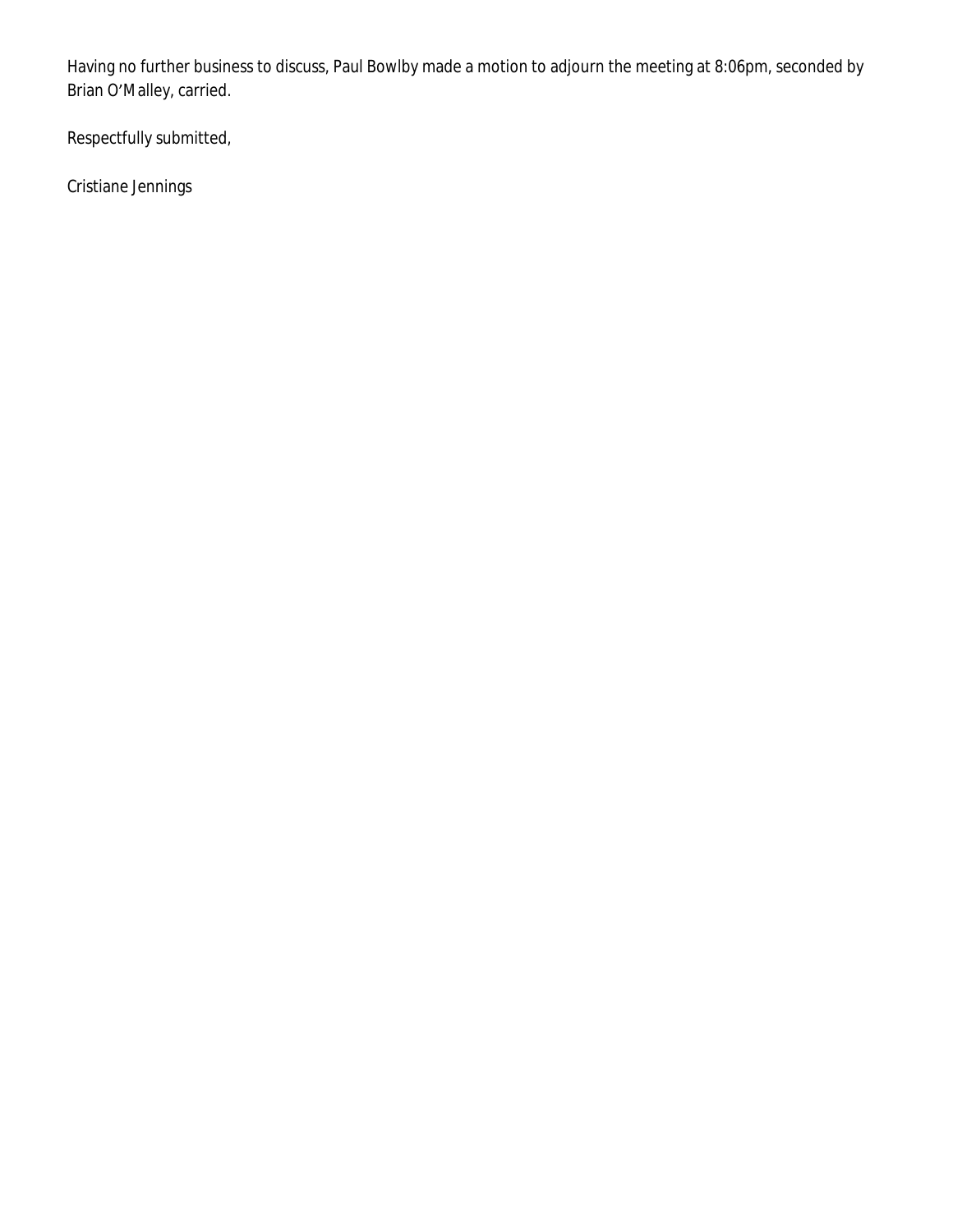Having no further business to discuss, Paul Bowlby made a motion to adjourn the meeting at 8:06pm, seconded by Brian O'Malley, carried.

Respectfully submitted,

Cristiane Jennings